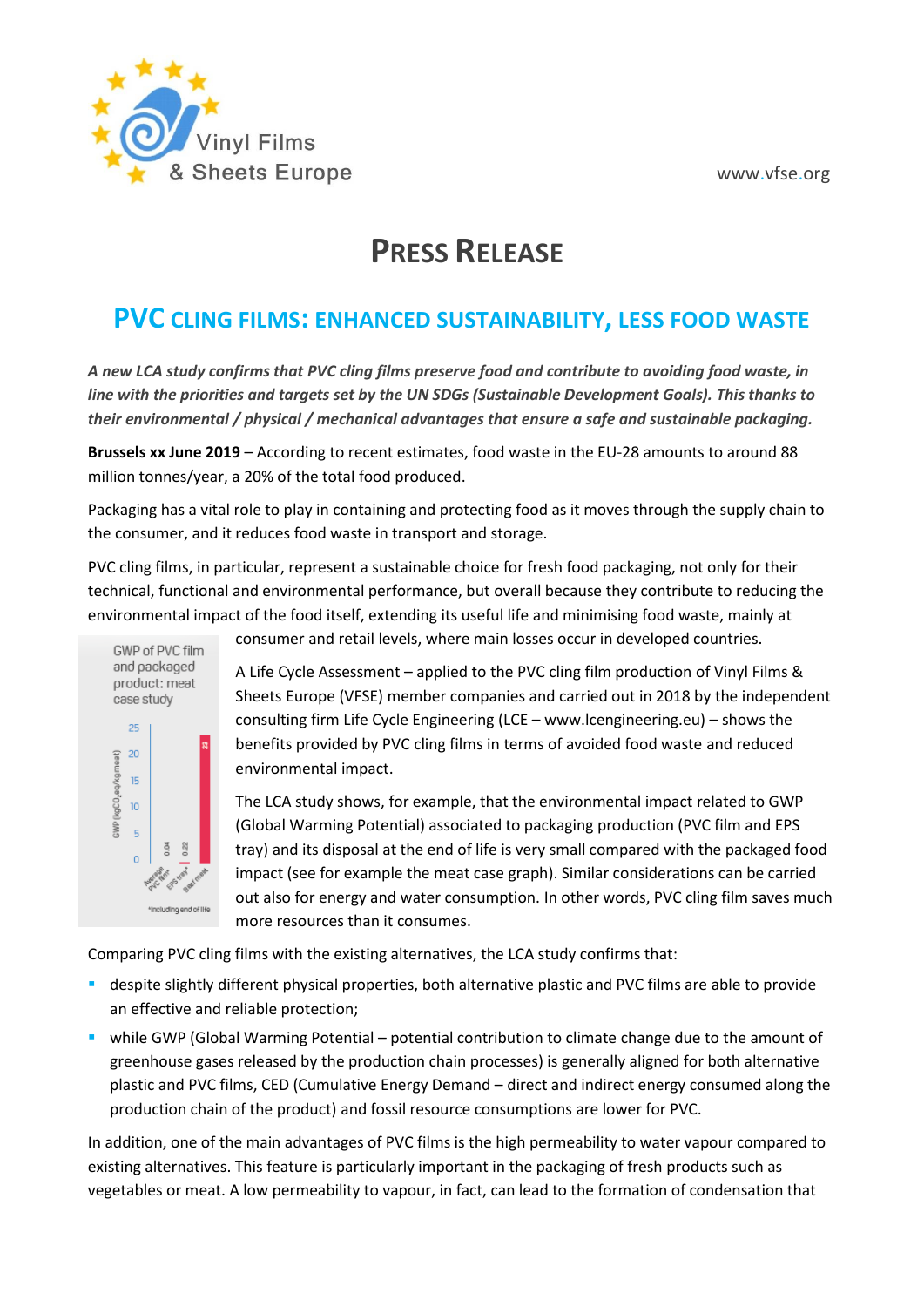Vinyl Films & Sheets Europe

www.vfse.org

# PRESS RELEASE

## PVC CLING FILMS: ENHANCED SUSTAINABILITY, LESS FOOD WASTE

***A new LCA study confirms that PVC cling films preserve food and contribute to avoiding food waste, in line with the priorities and targets set by the UN SDGs (Sustainable Development Goals). This thanks to their environmental / physical / mechanical advantages that ensure a safe and sustainable packaging.***

**Brussels xx June 2019** – According to recent estimates, food waste in the EU-28 amounts to around 88 million tonnes/year, a 20% of the total food produced.

Packaging has a vital role to play in containing and protecting food as it moves through the supply chain to the consumer, and it reduces food waste in transport and storage.

PVC cling films, in particular, represent a sustainable choice for fresh food packaging, not only for their technical, functional and environmental performance, but overall because they contribute to reducing the environmental impact of the food itself, extending its useful life and minimising food waste, mainly at consumer and retail levels, where main losses occur in developed countries.

GWP of PVC film and packaged product: meat case study

| | GWP ($kgCO_2eq/kg$ meat) |
|---|---|
| Average PVC film* | 0.04 |
| EPS tray* | 0.22 |
| Beef meat | 23 |

*including end of life

A Life Cycle Assessment – applied to the PVC cling film production of Vinyl Films & Sheets Europe (VFSE) member companies and carried out in 2018 by the independent consulting firm Life Cycle Engineering (LCE – www.lcengineering.eu) – shows the benefits provided by PVC cling films in terms of avoided food waste and reduced environmental impact.

The LCA study shows, for example, that the environmental impact related to GWP (Global Warming Potential) associated to packaging production (PVC film and EPS tray) and its disposal at the end of life is very small compared with the packaged food impact (see for example the meat case graph). Similar considerations can be carried out also for energy and water consumption. In other words, PVC cling film saves much more resources than it consumes.

Comparing PVC cling films with the existing alternatives, the LCA study confirms that:

- despite slightly different physical properties, both alternative plastic and PVC films are able to provide an effective and reliable protection;
- while GWP (Global Warming Potential – potential contribution to climate change due to the amount of greenhouse gases released by the production chain processes) is generally aligned for both alternative plastic and PVC films, CED (Cumulative Energy Demand – direct and indirect energy consumed along the production chain of the product) and fossil resource consumptions are lower for PVC.

In addition, one of the main advantages of PVC films is the high permeability to water vapour compared to existing alternatives. This feature is particularly important in the packaging of fresh products such as vegetables or meat. A low permeability to vapour, in fact, can lead to the formation of condensation that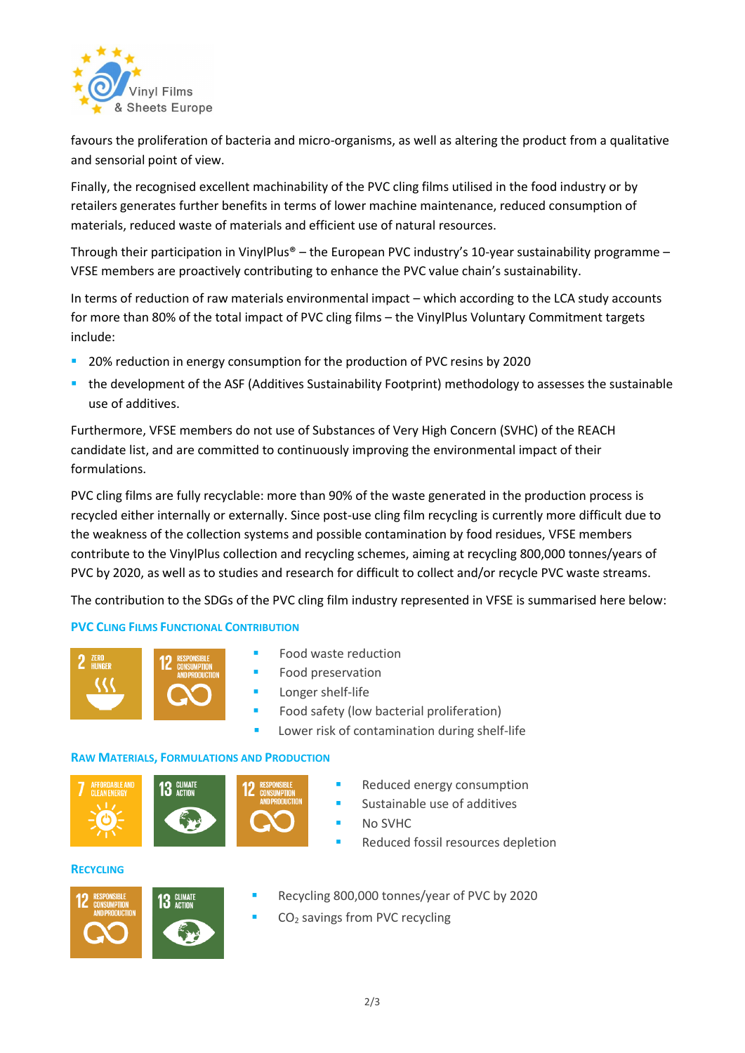favours the proliferation of bacteria and micro-organisms, as well as altering the product from a qualitative and sensorial point of view.

Finally, the recognised excellent machinability of the PVC cling films utilised in the food industry or by retailers generates further benefits in terms of lower machine maintenance, reduced consumption of materials, reduced waste of materials and efficient use of natural resources.

Through their participation in VinylPlus® – the European PVC industry's 10-year sustainability programme – VFSE members are proactively contributing to enhance the PVC value chain's sustainability.

In terms of reduction of raw materials environmental impact – which according to the LCA study accounts for more than 80% of the total impact of PVC cling films – the VinylPlus Voluntary Commitment targets include:

- 20% reduction in energy consumption for the production of PVC resins by 2020
- the development of the ASF (Additives Sustainability Footprint) methodology to assesses the sustainable use of additives.

Furthermore, VFSE members do not use of Substances of Very High Concern (SVHC) of the REACH candidate list, and are committed to continuously improving the environmental impact of their formulations.

PVC cling films are fully recyclable: more than 90% of the waste generated in the production process is recycled either internally or externally. Since post-use cling film recycling is currently more difficult due to the weakness of the collection systems and possible contamination by food residues, VFSE members contribute to the VinylPlus collection and recycling schemes, aiming at recycling 800,000 tonnes/years of PVC by 2020, as well as to studies and research for difficult to collect and/or recycle PVC waste streams.

The contribution to the SDGs of the PVC cling film industry represented in VFSE is summarised here below:

### PVC Cling Films Functional Contribution

2 ZERO HUNGER | 12 RESPONSIBLE CONSUMPTION AND PRODUCTION

- Food waste reduction
- Food preservation
- Longer shelf-life
- Food safety (low bacterial proliferation)
- Lower risk of contamination during shelf-life

### Raw Materials, Formulations and Production

7 AFFORDABLE AND CLEAN ENERGY | 13 CLIMATE ACTION | 12 RESPONSIBLE CONSUMPTION AND PRODUCTION

- Reduced energy consumption
- Sustainable use of additives
- No SVHC
- Reduced fossil resources depletion

### Recycling

12 RESPONSIBLE CONSUMPTION AND PRODUCTION | 13 CLIMATE ACTION

- Recycling 800,000 tonnes/year of PVC by 2020
- $CO_2$ savings from PVC recycling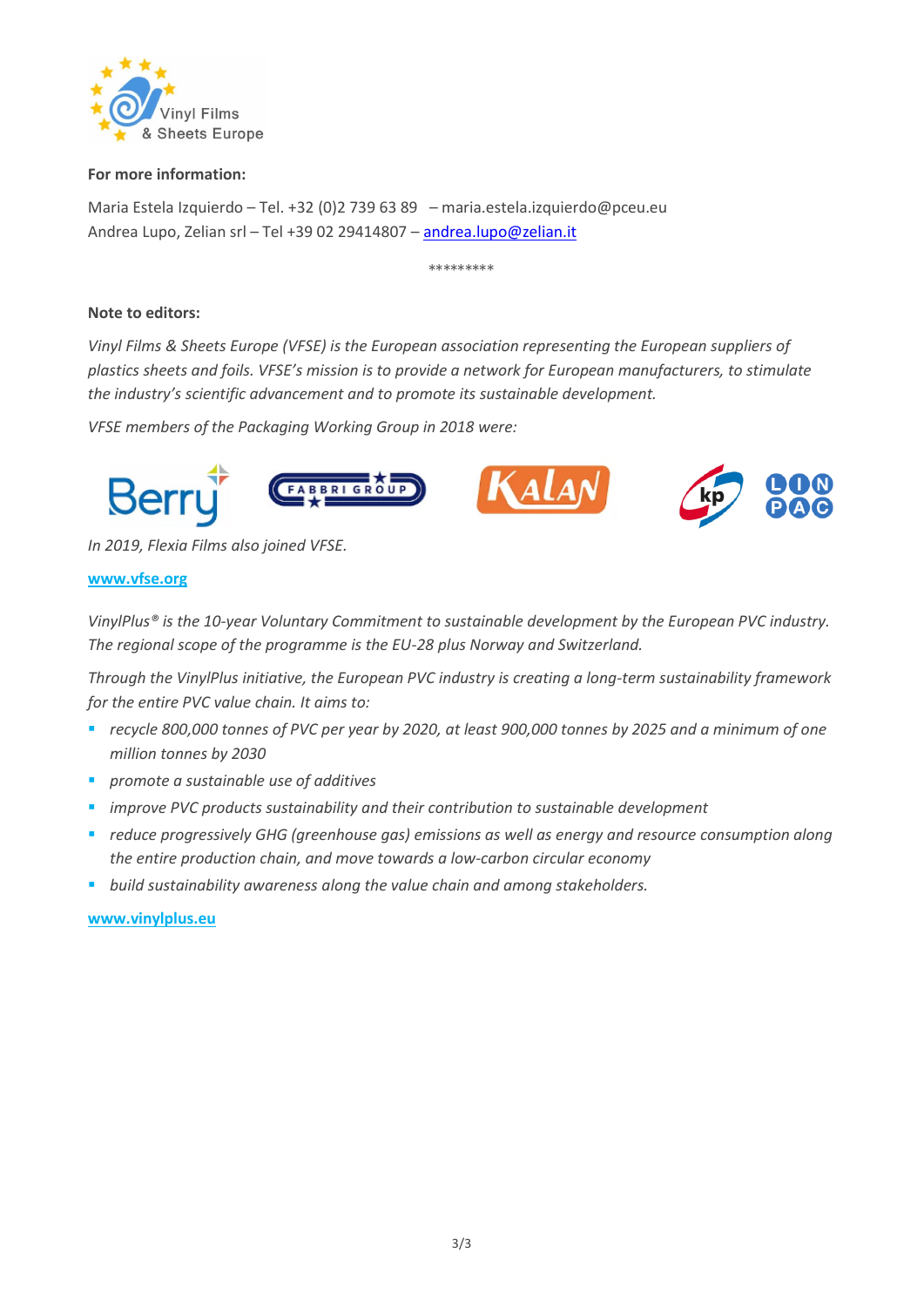**For more information:**

Maria Estela Izquierdo – Tel. +32 (0)2 739 63 89 – maria.estela.izquierdo@pceu.eu
Andrea Lupo, Zelian srl – Tel +39 02 29414807 – andrea.lupo@zelian.it

*********

**Note to editors:**

*Vinyl Films & Sheets Europe (VFSE) is the European association representing the European suppliers of plastics sheets and foils. VFSE's mission is to provide a network for European manufacturers, to stimulate the industry's scientific advancement and to promote its sustainable development.*

*VFSE members of the Packaging Working Group in 2018 were:*

*In 2019, Flexia Films also joined VFSE.*

**www.vfse.org**

*VinylPlus® is the 10-year Voluntary Commitment to sustainable development by the European PVC industry. The regional scope of the programme is the EU-28 plus Norway and Switzerland.*

*Through the VinylPlus initiative, the European PVC industry is creating a long-term sustainability framework for the entire PVC value chain. It aims to:*

- *recycle 800,000 tonnes of PVC per year by 2020, at least 900,000 tonnes by 2025 and a minimum of one million tonnes by 2030*
- *promote a sustainable use of additives*
- *improve PVC products sustainability and their contribution to sustainable development*
- *reduce progressively GHG (greenhouse gas) emissions as well as energy and resource consumption along the entire production chain, and move towards a low-carbon circular economy*
- *build sustainability awareness along the value chain and among stakeholders.*

**www.vinylplus.eu**